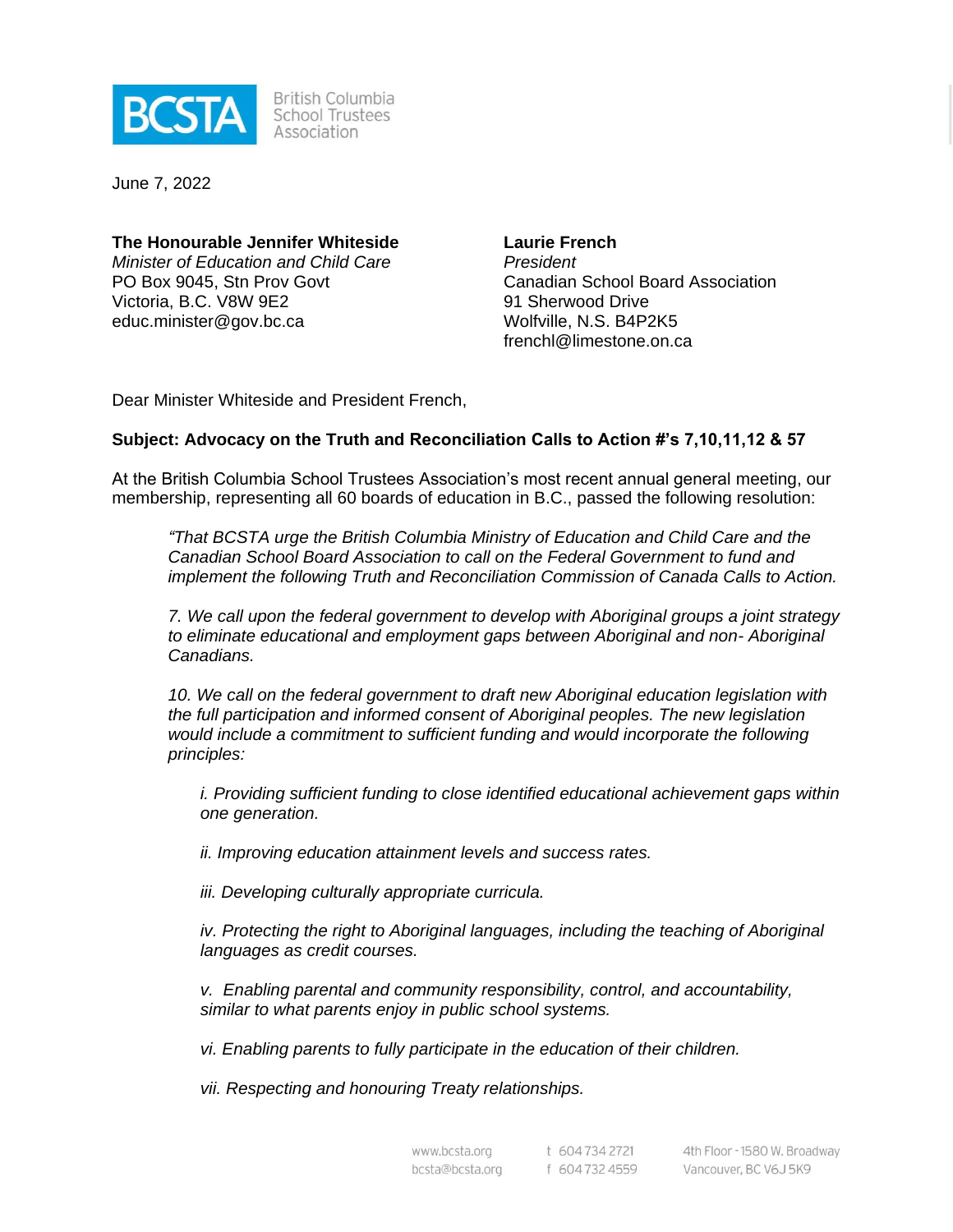BCSTA British Columbia School Trustees Association

June 7, 2022

**The Honourable Jennifer Whiteside**
*Minister of Education and Child Care*
PO Box 9045, Stn Prov Govt
Victoria, B.C. V8W 9E2
educ.minister@gov.bc.ca

**Laurie French**
*President*
Canadian School Board Association
91 Sherwood Drive
Wolfville, N.S. B4P2K5
frenchl@limestone.on.ca

Dear Minister Whiteside and President French,

**Subject: Advocacy on the Truth and Reconciliation Calls to Action #'s 7,10,11,12 & 57**

At the British Columbia School Trustees Association's most recent annual general meeting, our membership, representing all 60 boards of education in B.C., passed the following resolution:

> *"That BCSTA urge the British Columbia Ministry of Education and Child Care and the Canadian School Board Association to call on the Federal Government to fund and implement the following Truth and Reconciliation Commission of Canada Calls to Action.*
>
> *7. We call upon the federal government to develop with Aboriginal groups a joint strategy to eliminate educational and employment gaps between Aboriginal and non- Aboriginal Canadians.*
>
> *10. We call on the federal government to draft new Aboriginal education legislation with the full participation and informed consent of Aboriginal peoples. The new legislation would include a commitment to sufficient funding and would incorporate the following principles:*
>
> > *i. Providing sufficient funding to close identified educational achievement gaps within one generation.*
> >
> > *ii. Improving education attainment levels and success rates.*
> >
> > *iii. Developing culturally appropriate curricula.*
> >
> > *iv. Protecting the right to Aboriginal languages, including the teaching of Aboriginal languages as credit courses.*
> >
> > *v. Enabling parental and community responsibility, control, and accountability, similar to what parents enjoy in public school systems.*
> >
> > *vi. Enabling parents to fully participate in the education of their children.*
> >
> > *vii. Respecting and honouring Treaty relationships.*

www.bcsta.org
bcsta@bcsta.org
t 604 734 2721
f 604 732 4559
4th Floor - 1580 W. Broadway
Vancouver, BC V6J 5K9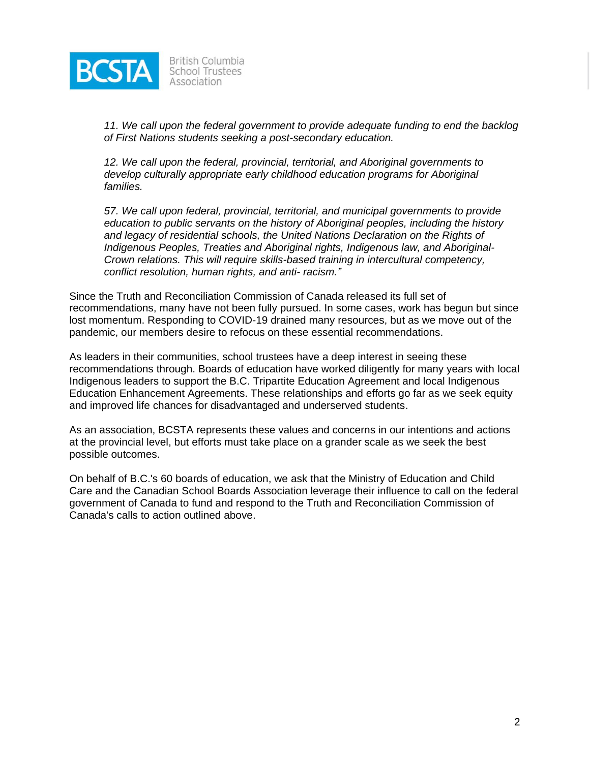*11. We call upon the federal government to provide adequate funding to end the backlog of First Nations students seeking a post-secondary education.*

*12. We call upon the federal, provincial, territorial, and Aboriginal governments to develop culturally appropriate early childhood education programs for Aboriginal families.*

*57. We call upon federal, provincial, territorial, and municipal governments to provide education to public servants on the history of Aboriginal peoples, including the history and legacy of residential schools, the United Nations Declaration on the Rights of Indigenous Peoples, Treaties and Aboriginal rights, Indigenous law, and Aboriginal-Crown relations. This will require skills-based training in intercultural competency, conflict resolution, human rights, and anti- racism."*

Since the Truth and Reconciliation Commission of Canada released its full set of recommendations, many have not been fully pursued. In some cases, work has begun but since lost momentum. Responding to COVID-19 drained many resources, but as we move out of the pandemic, our members desire to refocus on these essential recommendations.

As leaders in their communities, school trustees have a deep interest in seeing these recommendations through. Boards of education have worked diligently for many years with local Indigenous leaders to support the B.C. Tripartite Education Agreement and local Indigenous Education Enhancement Agreements. These relationships and efforts go far as we seek equity and improved life chances for disadvantaged and underserved students.

As an association, BCSTA represents these values and concerns in our intentions and actions at the provincial level, but efforts must take place on a grander scale as we seek the best possible outcomes.

On behalf of B.C.'s 60 boards of education, we ask that the Ministry of Education and Child Care and the Canadian School Boards Association leverage their influence to call on the federal government of Canada to fund and respond to the Truth and Reconciliation Commission of Canada's calls to action outlined above.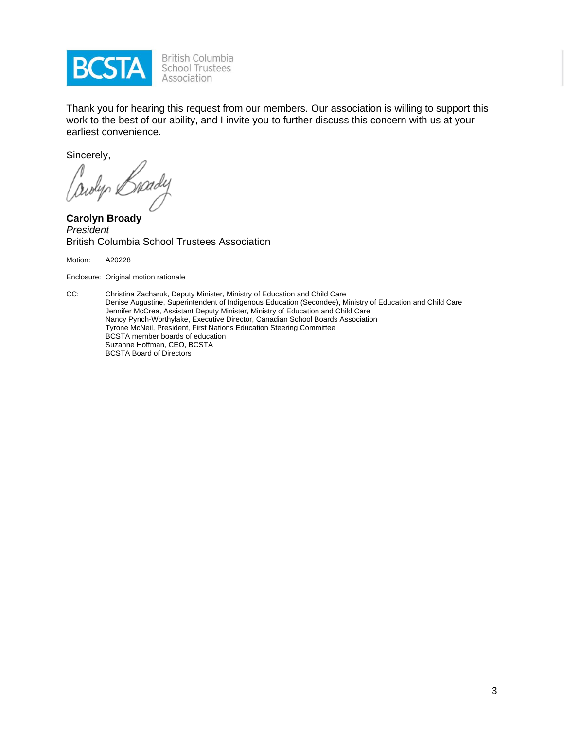Thank you for hearing this request from our members. Our association is willing to support this work to the best of our ability, and I invite you to further discuss this concern with us at your earliest convenience.

Sincerely,

**Carolyn Broady**
*President*
British Columbia School Trustees Association

Motion: A20228

Enclosure: Original motion rationale

CC: Christina Zacharuk, Deputy Minister, Ministry of Education and Child Care
Denise Augustine, Superintendent of Indigenous Education (Secondee), Ministry of Education and Child Care
Jennifer McCrea, Assistant Deputy Minister, Ministry of Education and Child Care
Nancy Pynch-Worthylake, Executive Director, Canadian School Boards Association
Tyrone McNeil, President, First Nations Education Steering Committee
BCSTA member boards of education
Suzanne Hoffman, CEO, BCSTA
BCSTA Board of Directors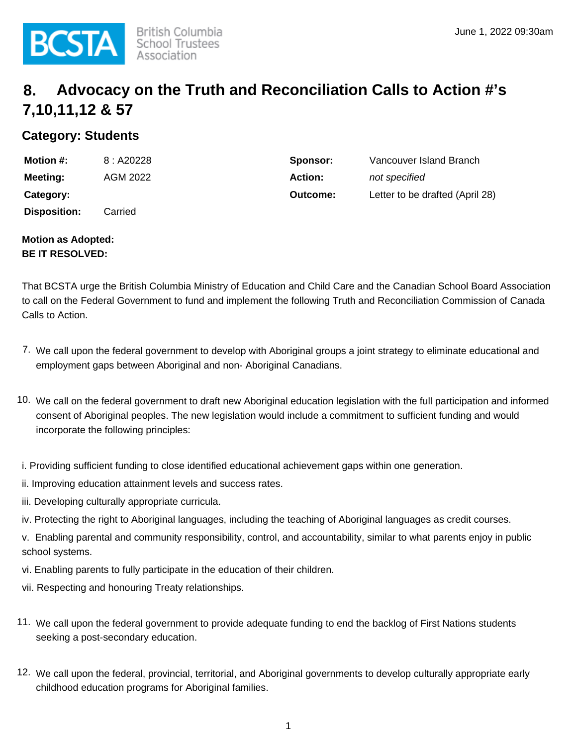# 8. Advocacy on the Truth and Reconciliation Calls to Action #'s 7,10,11,12 & 57

## Category: Students

| | | | |
|---|---|---|---|
| **Motion #:** | 8 : A20228 | **Sponsor:** | Vancouver Island Branch |
| **Meeting:** | AGM 2022 | **Action:** | *not specified* |
| **Category:** | | **Outcome:** | Letter to be drafted (April 28) |
| **Disposition:** | Carried | | |

**Motion as Adopted:**
**BE IT RESOLVED:**

That BCSTA urge the British Columbia Ministry of Education and Child Care and the Canadian School Board Association to call on the Federal Government to fund and implement the following Truth and Reconciliation Commission of Canada Calls to Action.

7. We call upon the federal government to develop with Aboriginal groups a joint strategy to eliminate educational and employment gaps between Aboriginal and non- Aboriginal Canadians.

10. We call on the federal government to draft new Aboriginal education legislation with the full participation and informed consent of Aboriginal peoples. The new legislation would include a commitment to sufficient funding and would incorporate the following principles:

i. Providing sufficient funding to close identified educational achievement gaps within one generation.

ii. Improving education attainment levels and success rates.

iii. Developing culturally appropriate curricula.

iv. Protecting the right to Aboriginal languages, including the teaching of Aboriginal languages as credit courses.

v. Enabling parental and community responsibility, control, and accountability, similar to what parents enjoy in public school systems.

vi. Enabling parents to fully participate in the education of their children.

vii. Respecting and honouring Treaty relationships.

11. We call upon the federal government to provide adequate funding to end the backlog of First Nations students seeking a post-secondary education.

12. We call upon the federal, provincial, territorial, and Aboriginal governments to develop culturally appropriate early childhood education programs for Aboriginal families.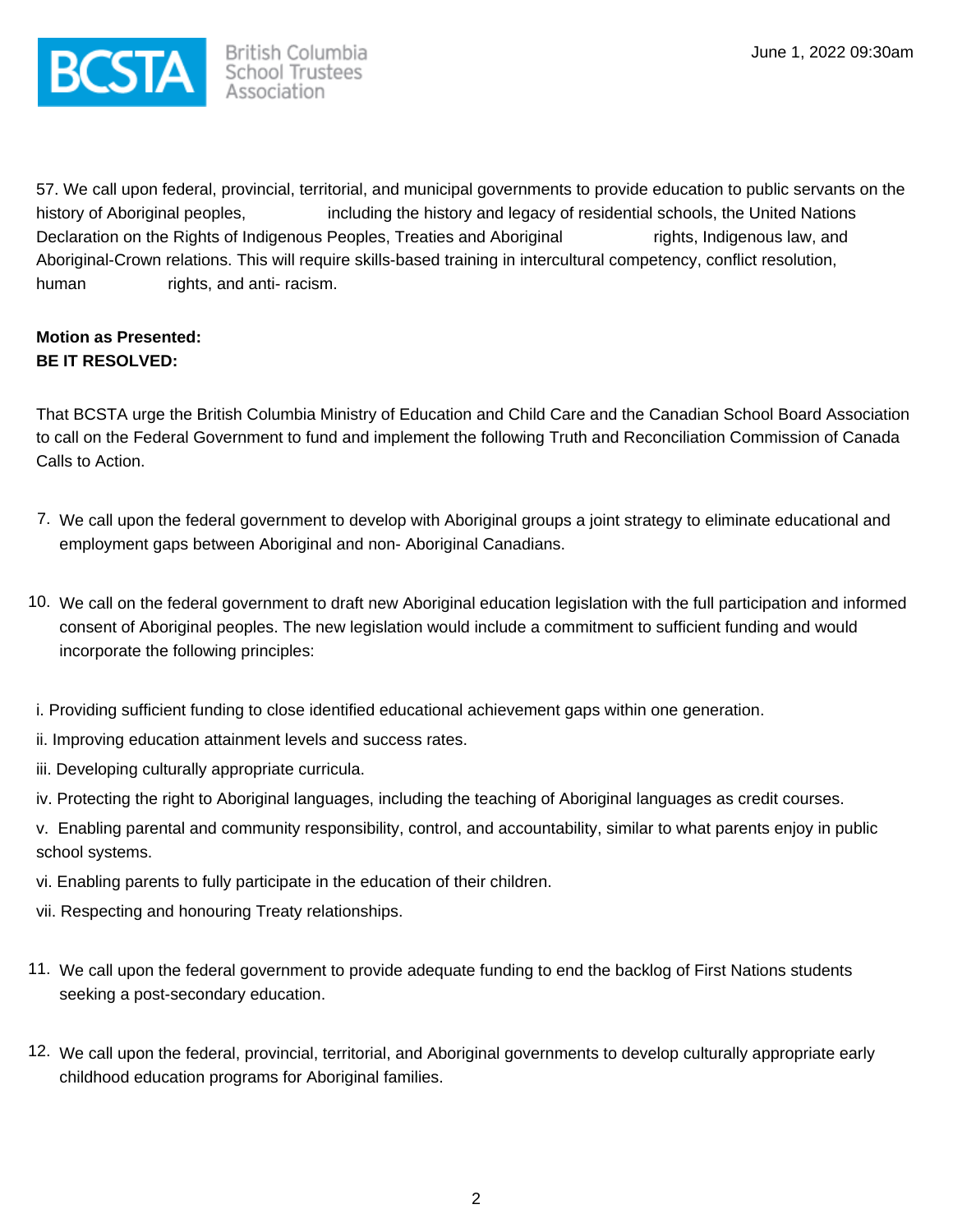57. We call upon federal, provincial, territorial, and municipal governments to provide education to public servants on the history of Aboriginal peoples, including the history and legacy of residential schools, the United Nations Declaration on the Rights of Indigenous Peoples, Treaties and Aboriginal rights, Indigenous law, and Aboriginal-Crown relations. This will require skills-based training in intercultural competency, conflict resolution, human rights, and anti- racism.

**Motion as Presented:**
**BE IT RESOLVED:**

That BCSTA urge the British Columbia Ministry of Education and Child Care and the Canadian School Board Association to call on the Federal Government to fund and implement the following Truth and Reconciliation Commission of Canada Calls to Action.

7. We call upon the federal government to develop with Aboriginal groups a joint strategy to eliminate educational and employment gaps between Aboriginal and non- Aboriginal Canadians.

10. We call on the federal government to draft new Aboriginal education legislation with the full participation and informed consent of Aboriginal peoples. The new legislation would include a commitment to sufficient funding and would incorporate the following principles:

i. Providing sufficient funding to close identified educational achievement gaps within one generation.

ii. Improving education attainment levels and success rates.

iii. Developing culturally appropriate curricula.

iv. Protecting the right to Aboriginal languages, including the teaching of Aboriginal languages as credit courses.

v. Enabling parental and community responsibility, control, and accountability, similar to what parents enjoy in public school systems.

vi. Enabling parents to fully participate in the education of their children.

vii. Respecting and honouring Treaty relationships.

11. We call upon the federal government to provide adequate funding to end the backlog of First Nations students seeking a post-secondary education.

12. We call upon the federal, provincial, territorial, and Aboriginal governments to develop culturally appropriate early childhood education programs for Aboriginal families.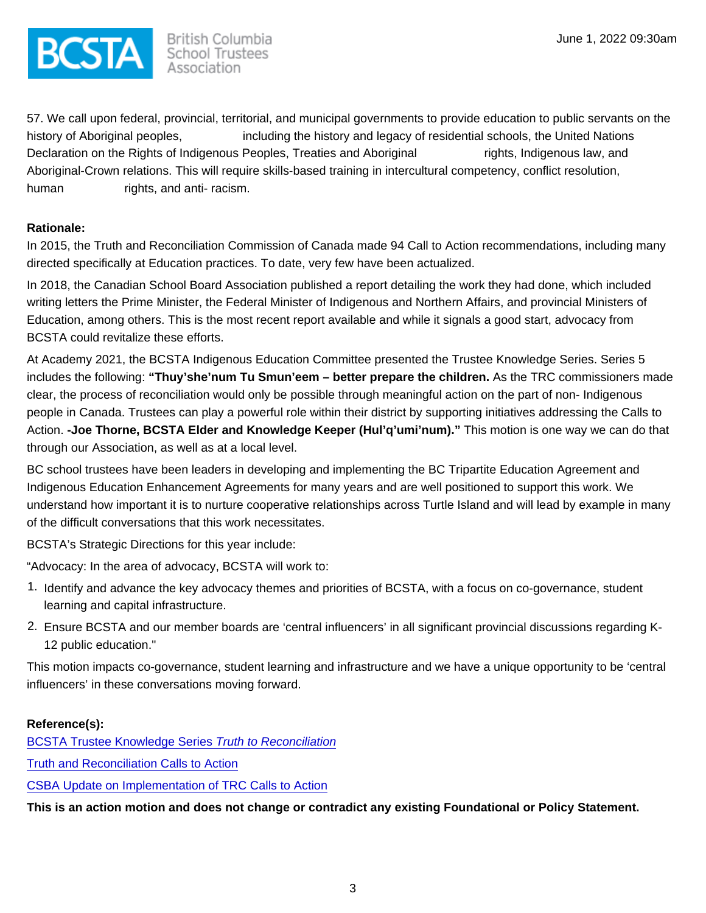57. We call upon federal, provincial, territorial, and municipal governments to provide education to public servants on the history of Aboriginal peoples, including the history and legacy of residential schools, the United Nations Declaration on the Rights of Indigenous Peoples, Treaties and Aboriginal rights, Indigenous law, and Aboriginal-Crown relations. This will require skills-based training in intercultural competency, conflict resolution, human rights, and anti- racism.

**Rationale:**

In 2015, the Truth and Reconciliation Commission of Canada made 94 Call to Action recommendations, including many directed specifically at Education practices. To date, very few have been actualized.

In 2018, the Canadian School Board Association published a report detailing the work they had done, which included writing letters the Prime Minister, the Federal Minister of Indigenous and Northern Affairs, and provincial Ministers of Education, among others. This is the most recent report available and while it signals a good start, advocacy from BCSTA could revitalize these efforts.

At Academy 2021, the BCSTA Indigenous Education Committee presented the Trustee Knowledge Series. Series 5 includes the following: **"Thuy'she'num Tu Smun'eem – better prepare the children.** As the TRC commissioners made clear, the process of reconciliation would only be possible through meaningful action on the part of non- Indigenous people in Canada. Trustees can play a powerful role within their district by supporting initiatives addressing the Calls to Action. **-Joe Thorne, BCSTA Elder and Knowledge Keeper (Hul'q'umi'num)."** This motion is one way we can do that through our Association, as well as at a local level.

BC school trustees have been leaders in developing and implementing the BC Tripartite Education Agreement and Indigenous Education Enhancement Agreements for many years and are well positioned to support this work. We understand how important it is to nurture cooperative relationships across Turtle Island and will lead by example in many of the difficult conversations that this work necessitates.

BCSTA's Strategic Directions for this year include:

"Advocacy: In the area of advocacy, BCSTA will work to:

1. Identify and advance the key advocacy themes and priorities of BCSTA, with a focus on co-governance, student learning and capital infrastructure.
2. Ensure BCSTA and our member boards are 'central influencers' in all significant provincial discussions regarding K-12 public education."

This motion impacts co-governance, student learning and infrastructure and we have a unique opportunity to be 'central influencers' in these conversations moving forward.

**Reference(s):**

BCSTA Trustee Knowledge Series *Truth to Reconciliation*

Truth and Reconciliation Calls to Action

CSBA Update on Implementation of TRC Calls to Action

**This is an action motion and does not change or contradict any existing Foundational or Policy Statement.**